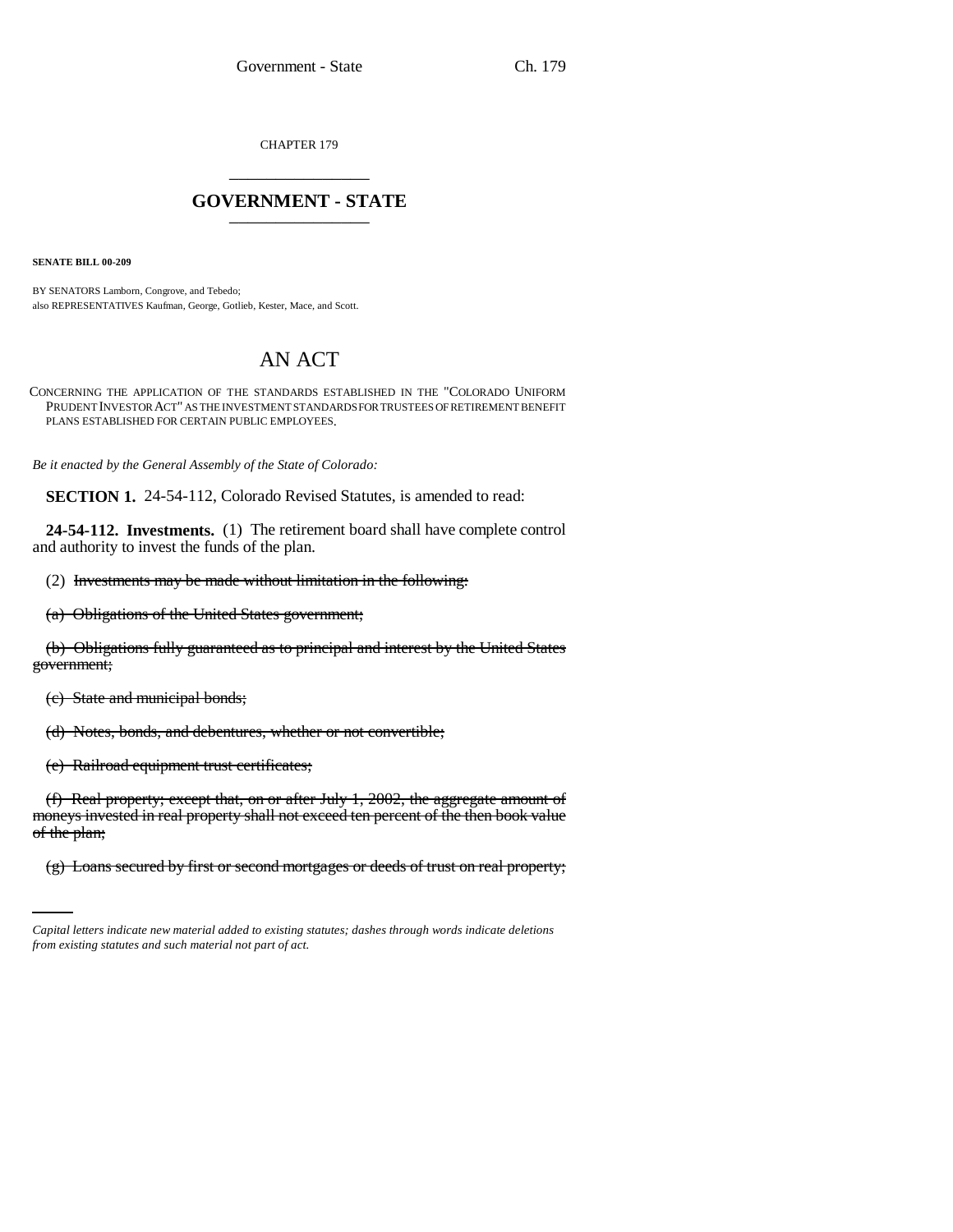CHAPTER 179

# GOVERNMENT - STATE

**SENATE BILL 00-209**

BY SENATORS Lamborn, Congrove, and Tebedo;
also REPRESENTATIVES Kaufman, George, Gotlieb, Kester, Mace, and Scott.

# AN ACT

CONCERNING THE APPLICATION OF THE STANDARDS ESTABLISHED IN THE "COLORADO UNIFORM PRUDENT INVESTOR ACT" AS THE INVESTMENT STANDARDS FOR TRUSTEES OF RETIREMENT BENEFIT PLANS ESTABLISHED FOR CERTAIN PUBLIC EMPLOYEES.

*Be it enacted by the General Assembly of the State of Colorado:*

**SECTION 1.** 24-54-112, Colorado Revised Statutes, is amended to read:

**24-54-112. Investments.** (1) The retirement board shall have complete control and authority to invest the funds of the plan.

(2) ~~Investments may be made without limitation in the following:~~

~~(a) Obligations of the United States government;~~

~~(b) Obligations fully guaranteed as to principal and interest by the United States government;~~

~~(c) State and municipal bonds;~~

~~(d) Notes, bonds, and debentures, whether or not convertible;~~

~~(e) Railroad equipment trust certificates;~~

~~(f) Real property; except that, on or after July 1, 2002, the aggregate amount of moneys invested in real property shall not exceed ten percent of the then book value of the plan;~~

~~(g) Loans secured by first or second mortgages or deeds of trust on real property;~~

---

*Capital letters indicate new material added to existing statutes; dashes through words indicate deletions from existing statutes and such material not part of act.*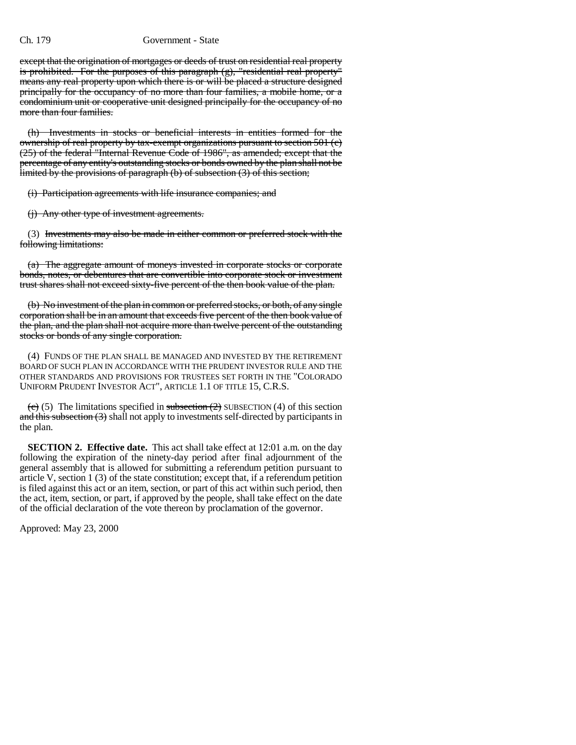except that the origination of mortgages or deeds of trust on residential real property is prohibited. For the purposes of this paragraph (g), "residential real property" means any real property upon which there is or will be placed a structure designed principally for the occupancy of no more than four families, a mobile home, or a condominium unit or cooperative unit designed principally for the occupancy of no more than four families.

(h) Investments in stocks or beneficial interests in entities formed for the ownership of real property by tax-exempt organizations pursuant to section 501 (c) (25) of the federal "Internal Revenue Code of 1986", as amended; except that the percentage of any entity's outstanding stocks or bonds owned by the plan shall not be limited by the provisions of paragraph (b) of subsection (3) of this section;

(i) Participation agreements with life insurance companies; and

(j) Any other type of investment agreements.

(3) Investments may also be made in either common or preferred stock with the following limitations:

(a) The aggregate amount of moneys invested in corporate stocks or corporate bonds, notes, or debentures that are convertible into corporate stock or investment trust shares shall not exceed sixty-five percent of the then book value of the plan.

(b) No investment of the plan in common or preferred stocks, or both, of any single corporation shall be in an amount that exceeds five percent of the then book value of the plan, and the plan shall not acquire more than twelve percent of the outstanding stocks or bonds of any single corporation.

(4) FUNDS OF THE PLAN SHALL BE MANAGED AND INVESTED BY THE RETIREMENT BOARD OF SUCH PLAN IN ACCORDANCE WITH THE PRUDENT INVESTOR RULE AND THE OTHER STANDARDS AND PROVISIONS FOR TRUSTEES SET FORTH IN THE "COLORADO UNIFORM PRUDENT INVESTOR ACT", ARTICLE 1.1 OF TITLE 15, C.R.S.

(c) (5) The limitations specified in subsection (2) SUBSECTION (4) of this section and this subsection (3) shall not apply to investments self-directed by participants in the plan.

**SECTION 2. Effective date.** This act shall take effect at 12:01 a.m. on the day following the expiration of the ninety-day period after final adjournment of the general assembly that is allowed for submitting a referendum petition pursuant to article V, section 1 (3) of the state constitution; except that, if a referendum petition is filed against this act or an item, section, or part of this act within such period, then the act, item, section, or part, if approved by the people, shall take effect on the date of the official declaration of the vote thereon by proclamation of the governor.

Approved: May 23, 2000